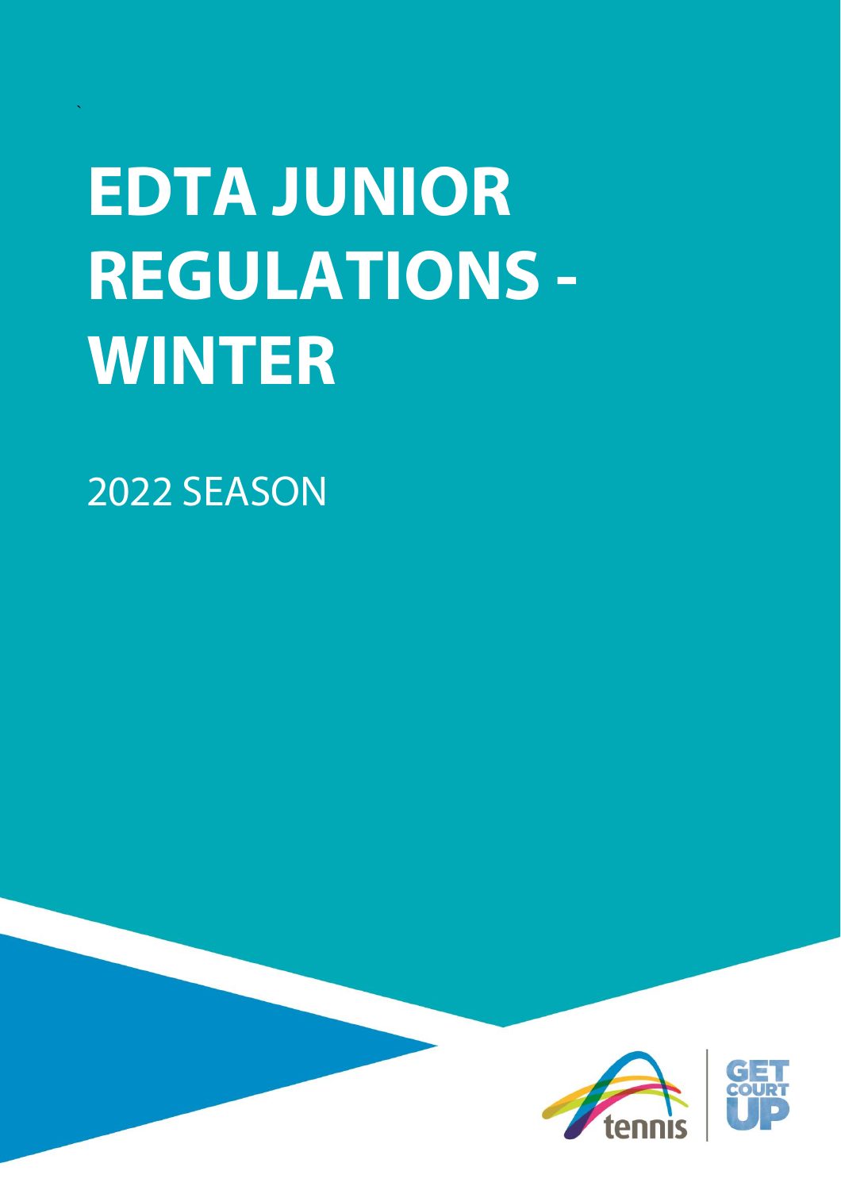# EDTA JUNIOR REGULATIONS - WINTER

2022 SEASON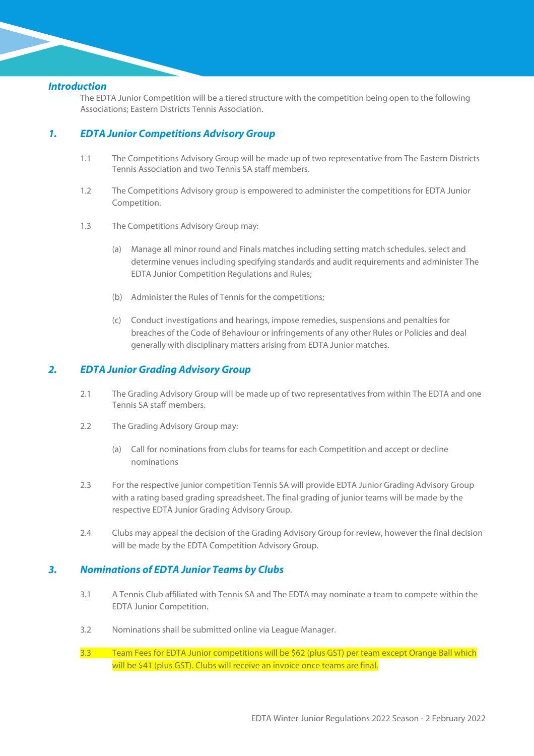### *Introduction*

The EDTA Junior Competition will be a tiered structure with the competition being open to the following Associations; Eastern Districts Tennis Association.

## *1. EDTA Junior Competitions Advisory Group*

1.1 The Competitions Advisory Group will be made up of two representative from The Eastern Districts Tennis Association and two Tennis SA staff members.

1.2 The Competitions Advisory group is empowered to administer the competitions for EDTA Junior Competition.

1.3 The Competitions Advisory Group may:

(a) Manage all minor round and Finals matches including setting match schedules, select and determine venues including specifying standards and audit requirements and administer The EDTA Junior Competition Regulations and Rules;

(b) Administer the Rules of Tennis for the competitions;

(c) Conduct investigations and hearings, impose remedies, suspensions and penalties for breaches of the Code of Behaviour or infringements of any other Rules or Policies and deal generally with disciplinary matters arising from EDTA Junior matches.

## *2. EDTA Junior Grading Advisory Group*

2.1 The Grading Advisory Group will be made up of two representatives from within The EDTA and one Tennis SA staff members.

2.2 The Grading Advisory Group may:

(a) Call for nominations from clubs for teams for each Competition and accept or decline nominations

2.3 For the respective junior competition Tennis SA will provide EDTA Junior Grading Advisory Group with a rating based grading spreadsheet. The final grading of junior teams will be made by the respective EDTA Junior Grading Advisory Group.

2.4 Clubs may appeal the decision of the Grading Advisory Group for review, however the final decision will be made by the EDTA Competition Advisory Group.

## *3. Nominations of EDTA Junior Teams by Clubs*

3.1 A Tennis Club affiliated with Tennis SA and The EDTA may nominate a team to compete within the EDTA Junior Competition.

3.2 Nominations shall be submitted online via League Manager.

3.3 Team Fees for EDTA Junior competitions will be $62 (plus GST) per team except Orange Ball which will be $41 (plus GST). Clubs will receive an invoice once teams are final.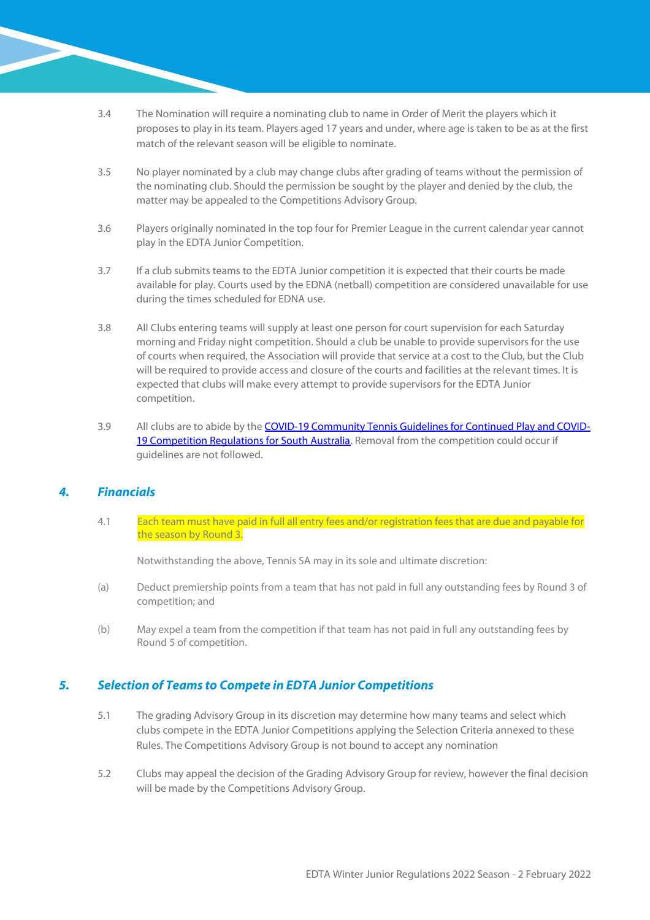3.4 The Nomination will require a nominating club to name in Order of Merit the players which it proposes to play in its team. Players aged 17 years and under, where age is taken to be as at the first match of the relevant season will be eligible to nominate.

3.5 No player nominated by a club may change clubs after grading of teams without the permission of the nominating club. Should the permission be sought by the player and denied by the club, the matter may be appealed to the Competitions Advisory Group.

3.6 Players originally nominated in the top four for Premier League in the current calendar year cannot play in the EDTA Junior Competition.

3.7 If a club submits teams to the EDTA Junior competition it is expected that their courts be made available for play. Courts used by the EDNA (netball) competition are considered unavailable for use during the times scheduled for EDNA use.

3.8 All Clubs entering teams will supply at least one person for court supervision for each Saturday morning and Friday night competition. Should a club be unable to provide supervisors for the use of courts when required, the Association will provide that service at a cost to the Club, but the Club will be required to provide access and closure of the courts and facilities at the relevant times. It is expected that clubs will make every attempt to provide supervisors for the EDTA Junior competition.

3.9 All clubs are to abide by the [COVID-19 Community Tennis Guidelines for Continued Play and COVID-19 Competition Regulations for South Australia]. Removal from the competition could occur if guidelines are not followed.

## 4. *Financials*

4.1 Each team must have paid in full all entry fees and/or registration fees that are due and payable for the season by Round 3.

Notwithstanding the above, Tennis SA may in its sole and ultimate discretion:

(a) Deduct premiership points from a team that has not paid in full any outstanding fees by Round 3 of competition; and

(b) May expel a team from the competition if that team has not paid in full any outstanding fees by Round 5 of competition.

## 5. *Selection of Teams to Compete in EDTA Junior Competitions*

5.1 The grading Advisory Group in its discretion may determine how many teams and select which clubs compete in the EDTA Junior Competitions applying the Selection Criteria annexed to these Rules. The Competitions Advisory Group is not bound to accept any nomination

5.2 Clubs may appeal the decision of the Grading Advisory Group for review, however the final decision will be made by the Competitions Advisory Group.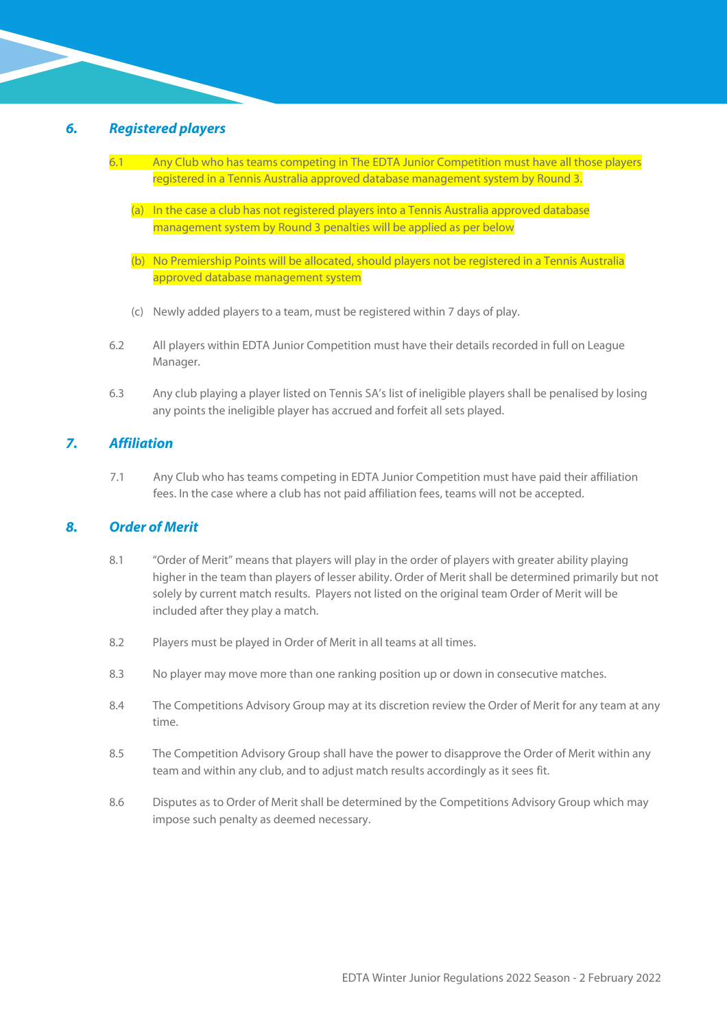## *6. Registered players*

6.1 Any Club who has teams competing in The EDTA Junior Competition must have all those players registered in a Tennis Australia approved database management system by Round 3.

(a) In the case a club has not registered players into a Tennis Australia approved database management system by Round 3 penalties will be applied as per below

(b) No Premiership Points will be allocated, should players not be registered in a Tennis Australia approved database management system

(c) Newly added players to a team, must be registered within 7 days of play.

6.2 All players within EDTA Junior Competition must have their details recorded in full on League Manager.

6.3 Any club playing a player listed on Tennis SA's list of ineligible players shall be penalised by losing any points the ineligible player has accrued and forfeit all sets played.

## *7. Affiliation*

7.1 Any Club who has teams competing in EDTA Junior Competition must have paid their affiliation fees. In the case where a club has not paid affiliation fees, teams will not be accepted.

## *8. Order of Merit*

8.1 "Order of Merit" means that players will play in the order of players with greater ability playing higher in the team than players of lesser ability. Order of Merit shall be determined primarily but not solely by current match results. Players not listed on the original team Order of Merit will be included after they play a match.

8.2 Players must be played in Order of Merit in all teams at all times.

8.3 No player may move more than one ranking position up or down in consecutive matches.

8.4 The Competitions Advisory Group may at its discretion review the Order of Merit for any team at any time.

8.5 The Competition Advisory Group shall have the power to disapprove the Order of Merit within any team and within any club, and to adjust match results accordingly as it sees fit.

8.6 Disputes as to Order of Merit shall be determined by the Competitions Advisory Group which may impose such penalty as deemed necessary.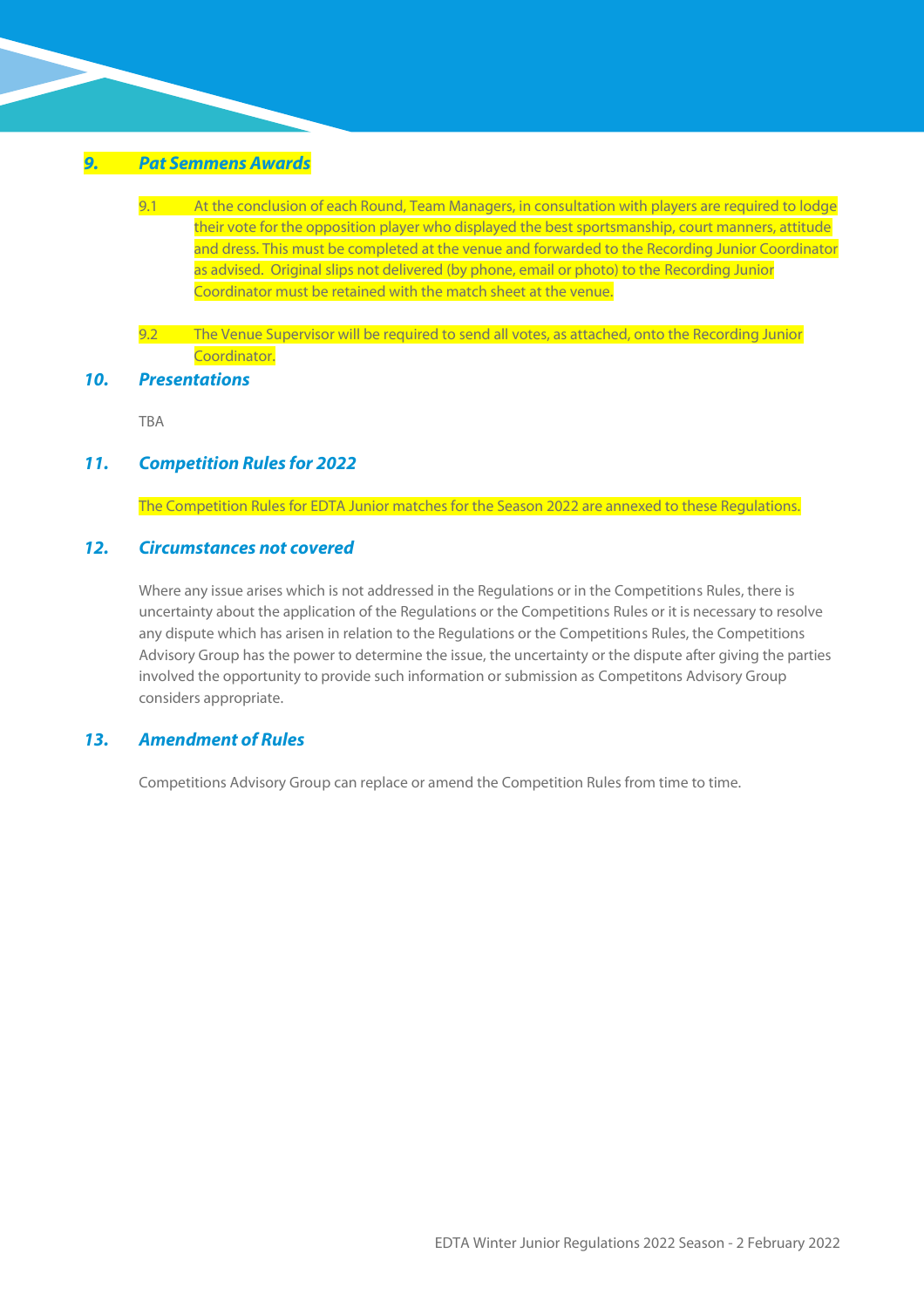## *9. Pat Semmens Awards*

9.1 At the conclusion of each Round, Team Managers, in consultation with players are required to lodge their vote for the opposition player who displayed the best sportsmanship, court manners, attitude and dress. This must be completed at the venue and forwarded to the Recording Junior Coordinator as advised. Original slips not delivered (by phone, email or photo) to the Recording Junior Coordinator must be retained with the match sheet at the venue.

9.2 The Venue Supervisor will be required to send all votes, as attached, onto the Recording Junior Coordinator.

## *10. Presentations*

TBA

## *11. Competition Rules for 2022*

The Competition Rules for EDTA Junior matches for the Season 2022 are annexed to these Regulations.

## *12. Circumstances not covered*

Where any issue arises which is not addressed in the Regulations or in the Competitions Rules, there is uncertainty about the application of the Regulations or the Competitions Rules or it is necessary to resolve any dispute which has arisen in relation to the Regulations or the Competitions Rules, the Competitions Advisory Group has the power to determine the issue, the uncertainty or the dispute after giving the parties involved the opportunity to provide such information or submission as Competitons Advisory Group considers appropriate.

## *13. Amendment of Rules*

Competitions Advisory Group can replace or amend the Competition Rules from time to time.